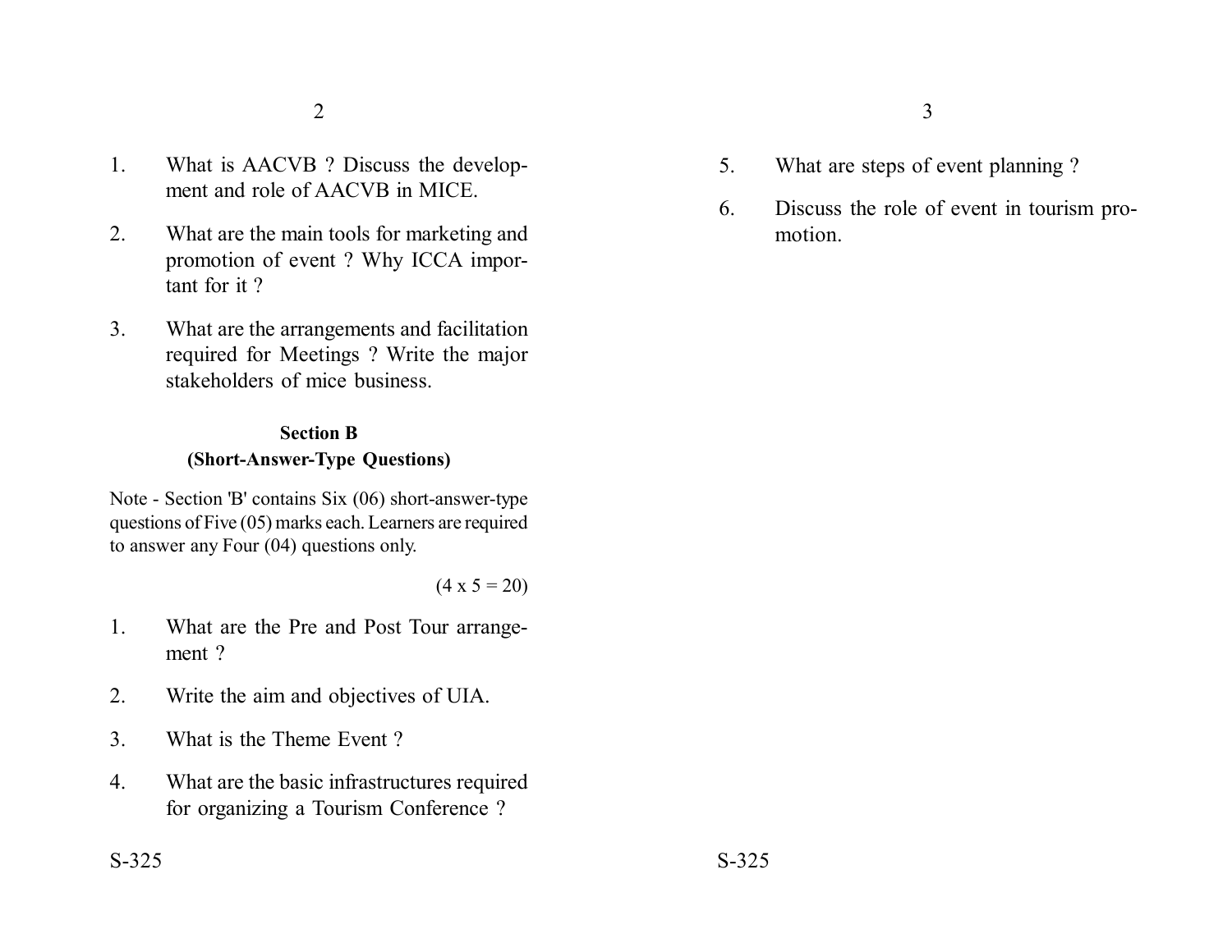1. What is AACVB ? Discuss the development and role of AACVB in MICE.
2. What are the main tools for marketing and promotion of event ? Why ICCA important for it ?
3. What are the arrangements and facilitation required for Meetings ? Write the major stakeholders of mice business.

## Section B
### (Short-Answer-Type Questions)

Note - Section 'B' contains Six (06) short-answer-type questions of Five (05) marks each. Learners are required to answer any Four (04) questions only.

(4 x 5 = 20)

1. What are the Pre and Post Tour arrangement ?
2. Write the aim and objectives of UIA.
3. What is the Theme Event ?
4. What are the basic infrastructures required for organizing a Tourism Conference ?
5. What are steps of event planning ?
6. Discuss the role of event in tourism promotion.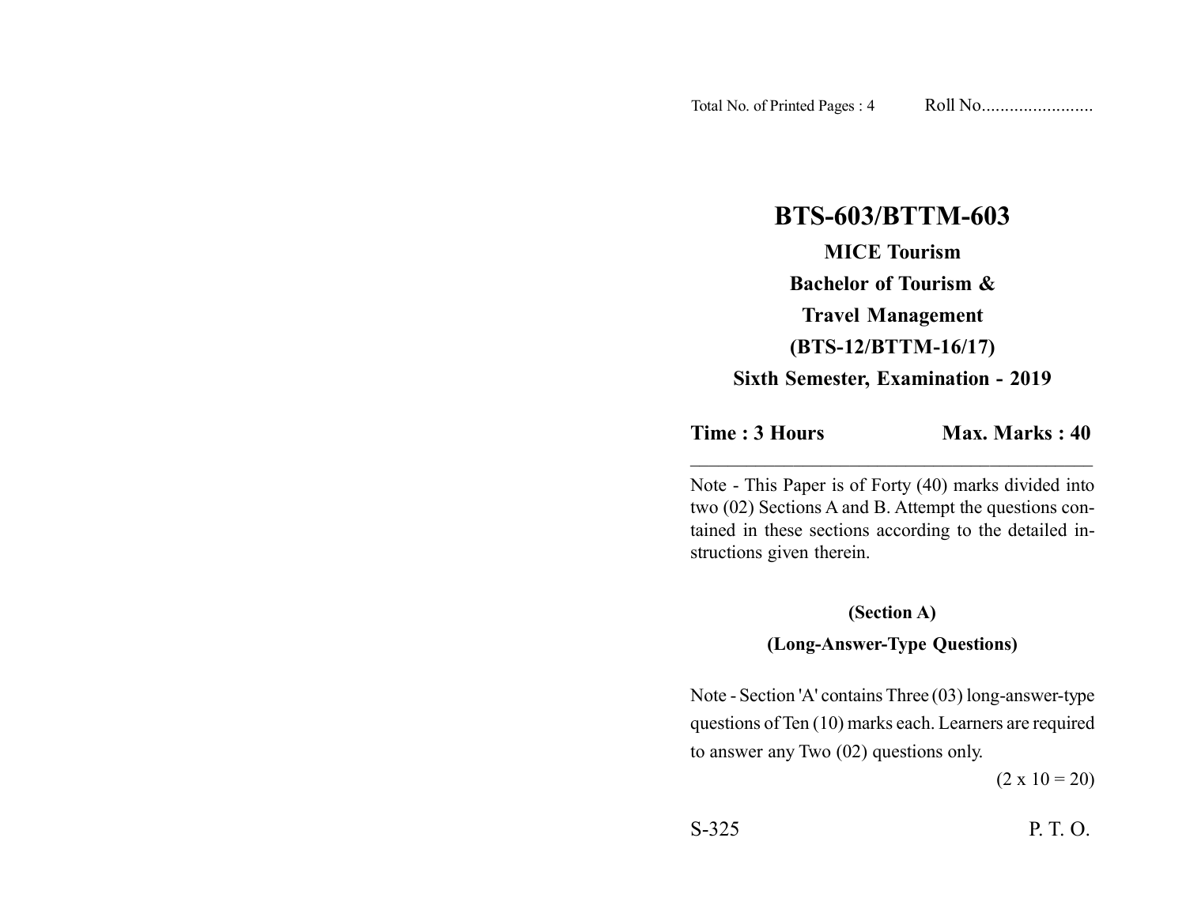Total No. of Printed Pages : 4 Roll No........................

# BTS-603/BTTM-603

**MICE Tourism**

**Bachelor of Tourism &**

**Travel Management**

**(BTS-12/BTTM-16/17)**

**Sixth Semester, Examination - 2019**

**Time : 3 Hours** **Max. Marks : 40**

---

Note - This Paper is of Forty (40) marks divided into two (02) Sections A and B. Attempt the questions contained in these sections according to the detailed instructions given therein.

## (Section A)

## (Long-Answer-Type Questions)

Note - Section 'A' contains Three (03) long-answer-type questions of Ten (10) marks each. Learners are required to answer any Two (02) questions only.

(2 x 10 = 20)

S-325 P. T. O.